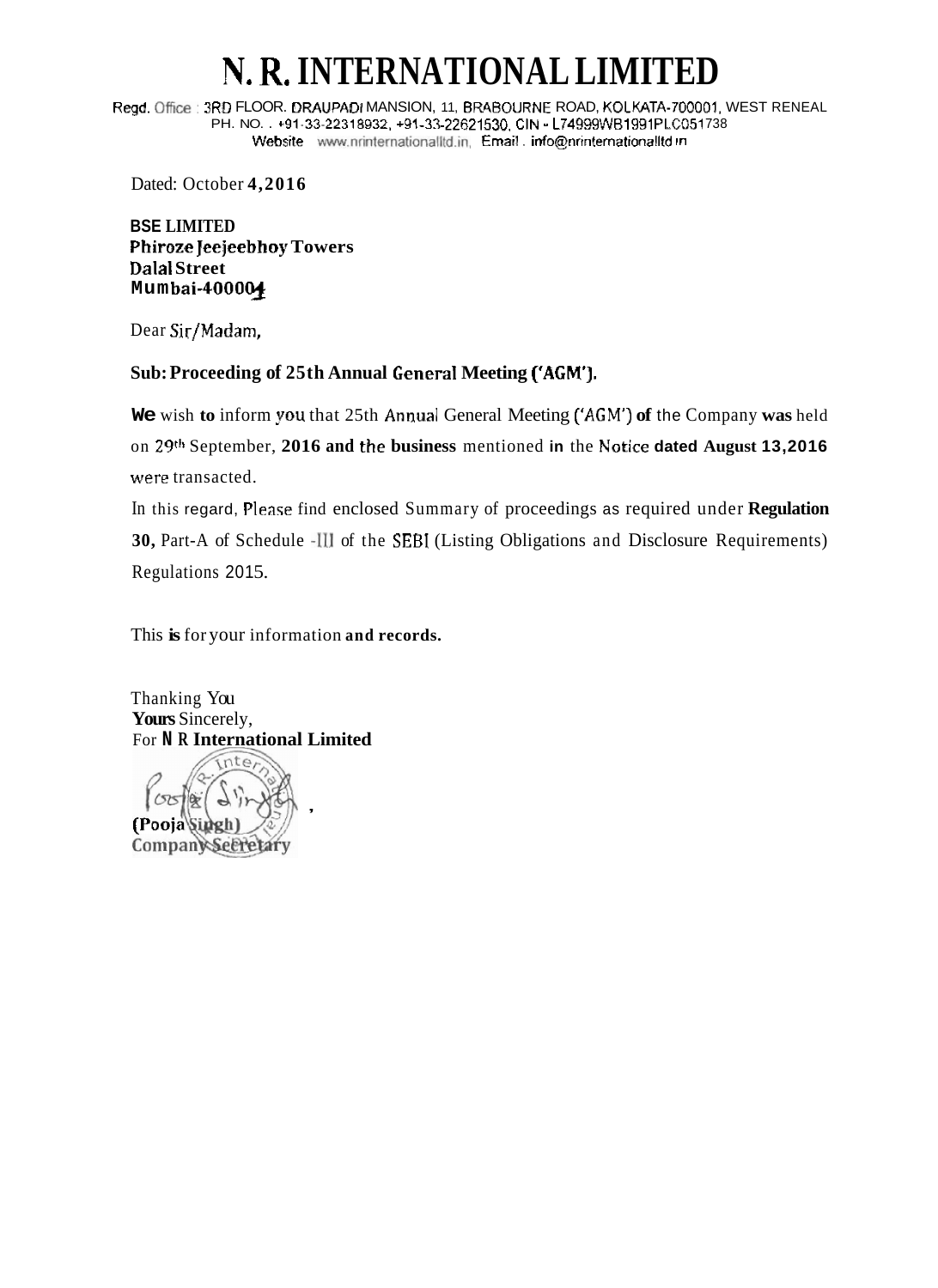# N. R. INTERNATIONAL LIMITED

Regd. Office : 3RD FLOOR. DRAUPADI MANSION, 11, BRABOURNE ROAD, KOLKATA-700001, WEST RENEAL
PH. NO. . +91-33-22318932, +91-33-22621530, CIN - L74999WB1991PLC051738
Website www.nrinternationalltd.in, Email . info@nrinternationalltd.in

Dated: October **4,2016**

**BSE LIMITED**
**Phiroze Jeejeebhoy Towers**
**Dalal Street**
**Mumbai-400001**

Dear Sir/Madam,

**Sub: Proceeding of 25th Annual General Meeting ('AGM').**

**We** wish **to** inform you that 25th Annual General Meeting ('AGM') **of** the Company **was** held on 29th September, **2016 and the business** mentioned **in** the Notice **dated August 13,2016** were transacted.

In this regard, Please find enclosed Summary of proceedings as required under **Regulation 30,** Part-A of Schedule -III of the SEBI (Listing Obligations and Disclosure Requirements) Regulations 2015.

This **is** for your information **and records.**

Thanking You
**Yours** Sincerely,
For **N R International Limited**

**(Pooja Singh)**
**Company Secretary**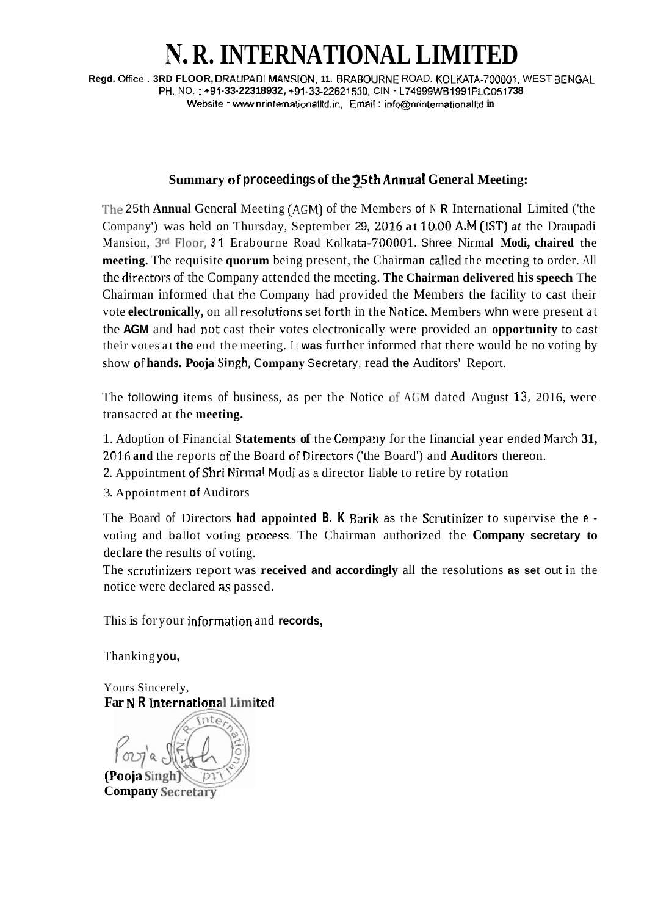# N. R. INTERNATIONAL LIMITED

Regd. Office . 3RD FLOOR, DRAUPADI MANSION, 11. BRABOURNE ROAD. KOLKATA-700001, WEST BENGAL
PH. NO. : +91-33-22318932, +91-33-22621530, CIN - L74999WB1991PLC051738
Website - www.nrinternationalltd.in, Email : info@nrinternationalltd.in

**Summary of proceedings of the 25th Annual General Meeting:**

The 25th **Annual** General Meeting (AGM) of the Members of N R International Limited ('the Company') was held on Thursday, September 29, 2016 **at** 10.00 A.M (IST) *at* the Draupadi Mansion, 3rd Floor, 31 Erabourne Road Kolkata-700001. Shree Nirmal **Modi, chaired** the **meeting.** The requisite **quorum** being present, the Chairman called the meeting to order. All the directors of the Company attended the meeting. **The Chairman delivered his speech** The Chairman informed that the Company had provided the Members the facility to cast their vote **electronically,** on all resolutions set forth in the Notice. Members whn were present at the **AGM** and had not cast their votes electronically were provided an **opportunity** to cast their votes at **the** end the meeting. It **was** further informed that there would be no voting by show of **hands. Pooja Singh, Company** Secretary, read **the** Auditors' Report.

The following items of business, as per the Notice of AGM dated August 13, 2016, were transacted at the **meeting.**

1. Adoption of Financial **Statements of** the Company for the financial year ended March **31,** 2016 **and** the reports of the Board of Directors ('the Board') and **Auditors** thereon.
2. Appointment of Shri Nirmal Modi as a director liable to retire by rotation
3. Appointment **of** Auditors

The Board of Directors **had appointed** B. K Barik as the Scrutinizer to supervise the e-voting and ballot voting process. The Chairman authorized the **Company secretary to** declare the results of voting.
The scrutinizers report was **received and accordingly** all the resolutions **as set** out in the notice were declared as passed.

This is for your information and **records,**

Thanking **you,**

Yours Sincerely,
**Far N R International Limited**

**(Pooja Singh)**
**Company Secretary**